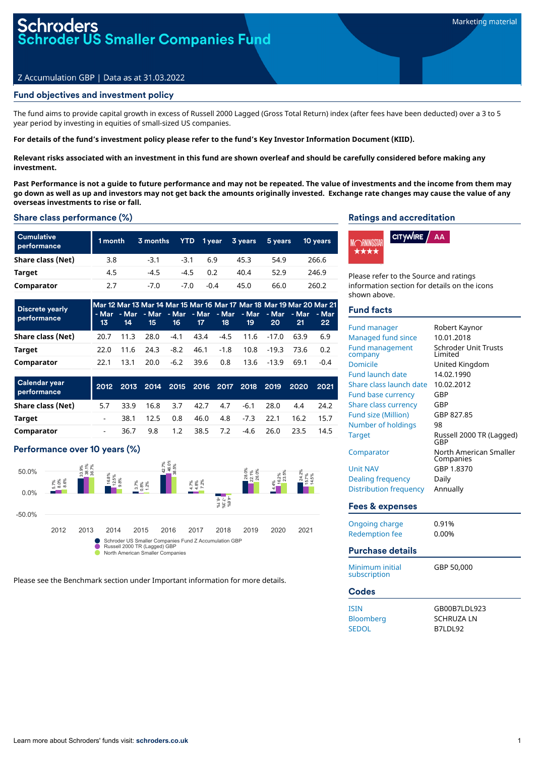Marketing material

# Schroders
# Schroder US Smaller Companies Fund

Z Accumulation GBP | Data as at 31.03.2022

## Fund objectives and investment policy

The fund aims to provide capital growth in excess of Russell 2000 Lagged (Gross Total Return) index (after fees have been deducted) over a 3 to 5 year period by investing in equities of small-sized US companies.

**For details of the fund's investment policy please refer to the fund's Key Investor Information Document (KIID).**

**Relevant risks associated with an investment in this fund are shown overleaf and should be carefully considered before making any investment.**

**Past Performance is not a guide to future performance and may not be repeated. The value of investments and the income from them may go down as well as up and investors may not get back the amounts originally invested. Exchange rate changes may cause the value of any overseas investments to rise or fall.**

## Share class performance (%)

| Cumulative performance | 1 month | 3 months | YTD | 1 year | 3 years | 5 years | 10 years |
|---|---|---|---|---|---|---|---|
| **Share class (Net)** | 3.8 | -3.1 | -3.1 | 6.9 | 45.3 | 54.9 | 266.6 |
| **Target** | 4.5 | -4.5 | -4.5 | 0.2 | 40.4 | 52.9 | 246.9 |
| **Comparator** | 2.7 | -7.0 | -7.0 | -0.4 | 45.0 | 66.0 | 260.2 |

| Discrete yearly performance | Mar 12 - Mar 13 | Mar 13 - Mar 14 | Mar 14 - Mar 15 | Mar 15 - Mar 16 | Mar 16 - Mar 17 | Mar 17 - Mar 18 | Mar 18 - Mar 19 | Mar 19 - Mar 20 | Mar 20 - Mar 21 | Mar 21 - Mar 22 |
|---|---|---|---|---|---|---|---|---|---|---|
| **Share class (Net)** | 20.7 | 11.3 | 28.0 | -4.1 | 43.4 | -4.5 | 11.6 | -17.0 | 63.9 | 6.9 |
| **Target** | 22.0 | 11.6 | 24.3 | -8.2 | 46.1 | -1.8 | 10.8 | -19.3 | 73.6 | 0.2 |
| **Comparator** | 22.1 | 13.1 | 20.0 | -6.2 | 39.6 | 0.8 | 13.6 | -13.9 | 69.1 | -0.4 |

| Calendar year performance | 2012 | 2013 | 2014 | 2015 | 2016 | 2017 | 2018 | 2019 | 2020 | 2021 |
|---|---|---|---|---|---|---|---|---|---|---|
| **Share class (Net)** | 5.7 | 33.9 | 16.8 | 3.7 | 42.7 | 4.7 | -6.1 | 28.0 | 4.4 | 24.2 |
| **Target** | - | 38.1 | 12.5 | 0.8 | 46.0 | 4.8 | -7.3 | 22.1 | 16.2 | 15.7 |
| **Comparator** | - | 36.7 | 9.8 | 1.2 | 38.5 | 7.2 | -4.6 | 26.0 | 23.5 | 14.5 |

## Performance over 10 years (%)

| Year | Schroder US Smaller Companies Fund Z Accumulation GBP | Russell 2000 TR (Lagged) GBP | North American Smaller Companies |
|---|---|---|---|
| 2012 | 5.7% | 8.0% | 8.6% |
| 2013 | 33.9% | 38.1% | 36.7% |
| 2014 | 16.8% | 12.5% | 9.8% |
| 2015 | 3.7% | 0.8% | 1.2% |
| 2016 | 42.7% | 46.0% | 38.5% |
| 2017 | 4.7% | 4.8% | 7.2% |
| 2018 | -6.1% | -7.3% | -4.6% |
| 2019 | 28.0% | 22.1% | 26.0% |
| 2020 | 4.4% | 16.2% | 23.5% |
| 2021 | 24.2% | 15.7% | 14.5% |

Please see the Benchmark section under Important information for more details.

## Ratings and accreditation

Morningstar ★★★★ | Citywire AA

Please refer to the Source and ratings information section for details on the icons shown above.

## Fund facts

| | |
|---|---|
| Fund manager | Robert Kaynor |
| Managed fund since | 10.01.2018 |
| Fund management company | Schroder Unit Trusts Limited |
| Domicile | United Kingdom |
| Fund launch date | 14.02.1990 |
| Share class launch date | 10.02.2012 |
| Fund base currency | GBP |
| Share class currency | GBP |
| Fund size (Million) | GBP 827.85 |
| Number of holdings | 98 |
| Target | Russell 2000 TR (Lagged) GBP |
| Comparator | North American Smaller Companies |
| Unit NAV | GBP 1.8370 |
| Dealing frequency | Daily |
| Distribution frequency | Annually |

## Fees & expenses

| | |
|---|---|
| Ongoing charge | 0.91% |
| Redemption fee | 0.00% |

## Purchase details

| | |
|---|---|
| Minimum initial subscription | GBP 50,000 |

## Codes

| | |
|---|---|
| ISIN | GB00B7LDL923 |
| Bloomberg | SCHRUZA LN |
| SEDOL | B7LDL92 |

Learn more about Schroders' funds visit: **schroders.co.uk**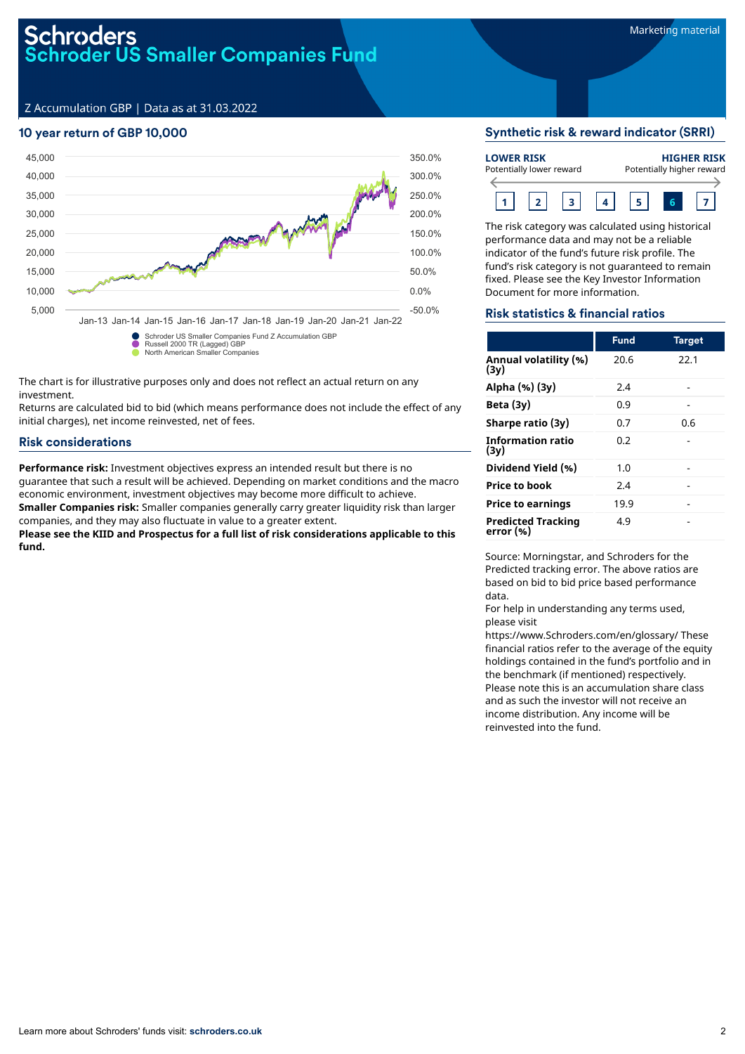# Schroders
## Schroder US Smaller Companies Fund

Marketing material

Z Accumulation GBP | Data as at 31.03.2022

### 10 year return of GBP 10,000

- Schroder US Smaller Companies Fund Z Accumulation GBP
- Russell 2000 TR (Lagged) GBP
- North American Smaller Companies

The chart is for illustrative purposes only and does not reflect an actual return on any investment.

Returns are calculated bid to bid (which means performance does not include the effect of any initial charges), net income reinvested, net of fees.

### Risk considerations

**Performance risk:** Investment objectives express an intended result but there is no guarantee that such a result will be achieved. Depending on market conditions and the macro economic environment, investment objectives may become more difficult to achieve.

**Smaller Companies risk:** Smaller companies generally carry greater liquidity risk than larger companies, and they may also fluctuate in value to a greater extent.

**Please see the KIID and Prospectus for a full list of risk considerations applicable to this fund.**

### Synthetic risk & reward indicator (SRRI)

**LOWER RISK** Potentially lower reward — **HIGHER RISK** Potentially higher reward

1 | 2 | 3 | 4 | 5 | **6** | 7

The risk category was calculated using historical performance data and may not be a reliable indicator of the fund's future risk profile. The fund's risk category is not guaranteed to remain fixed. Please see the Key Investor Information Document for more information.

### Risk statistics & financial ratios

| | Fund | Target |
|---|---|---|
| **Annual volatility (%) (3y)** | 20.6 | 22.1 |
| **Alpha (%) (3y)** | 2.4 | - |
| **Beta (3y)** | 0.9 | - |
| **Sharpe ratio (3y)** | 0.7 | 0.6 |
| **Information ratio (3y)** | 0.2 | - |
| **Dividend Yield (%)** | 1.0 | - |
| **Price to book** | 2.4 | - |
| **Price to earnings** | 19.9 | - |
| **Predicted Tracking error (%)** | 4.9 | - |

Source: Morningstar, and Schroders for the Predicted tracking error. The above ratios are based on bid to bid price based performance data.

For help in understanding any terms used, please visit https://www.Schroders.com/en/glossary/ These financial ratios refer to the average of the equity holdings contained in the fund's portfolio and in the benchmark (if mentioned) respectively.

Please note this is an accumulation share class and as such the investor will not receive an income distribution. Any income will be reinvested into the fund.

Learn more about Schroders' funds visit: **schroders.co.uk**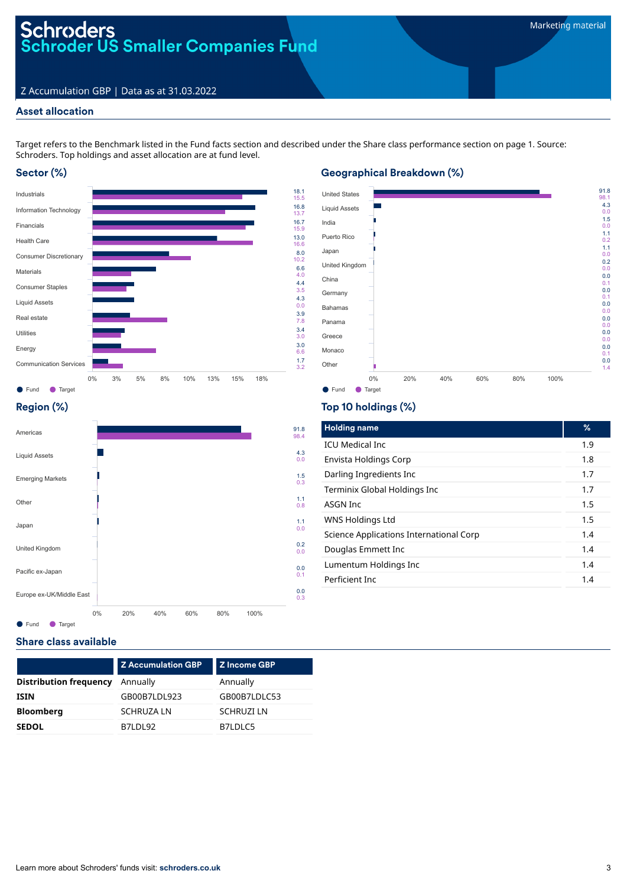# Schroders
## Schroder US Smaller Companies Fund

Marketing material

Z Accumulation GBP | Data as at 31.03.2022

### Asset allocation

Target refers to the Benchmark listed in the Fund facts section and described under the Share class performance section on page 1. Source: Schroders. Top holdings and asset allocation are at fund level.

### Sector (%)

| Sector | Fund | Target |
|---|---|---|
| Industrials | 18.1 | 15.5 |
| Information Technology | 16.8 | 13.7 |
| Financials | 16.7 | 15.9 |
| Health Care | 13.0 | 16.6 |
| Consumer Discretionary | 8.0 | 10.2 |
| Materials | 6.6 | 4.0 |
| Consumer Staples | 4.4 | 3.5 |
| Liquid Assets | 4.3 | 0.0 |
| Real estate | 3.9 | 7.8 |
| Utilities | 3.4 | 3.0 |
| Energy | 3.0 | 6.6 |
| Communication Services | 1.7 | 3.2 |

### Geographical Breakdown (%)

| Country | Fund | Target |
|---|---|---|
| United States | 91.8 | 98.1 |
| Liquid Assets | 4.3 | 0.0 |
| India | 1.5 | 0.0 |
| Puerto Rico | 1.1 | 0.2 |
| Japan | 1.1 | 0.0 |
| United Kingdom | 0.2 | 0.0 |
| China | 0.0 | 0.1 |
| Germany | 0.0 | 0.1 |
| Bahamas | 0.0 | 0.0 |
| Panama | 0.0 | 0.0 |
| Greece | 0.0 | 0.0 |
| Monaco | 0.0 | 0.1 |
| Other | 0.0 | 1.4 |

### Region (%)

| Region | Fund | Target |
|---|---|---|
| Americas | 91.8 | 98.4 |
| Liquid Assets | 4.3 | 0.0 |
| Emerging Markets | 1.5 | 0.3 |
| Other | 1.1 | 0.8 |
| Japan | 1.1 | 0.0 |
| United Kingdom | 0.2 | 0.0 |
| Pacific ex-Japan | 0.0 | 0.1 |
| Europe ex-UK/Middle East | 0.0 | 0.3 |

### Top 10 holdings (%)

| Holding name | % |
|---|---|
| ICU Medical Inc | 1.9 |
| Envista Holdings Corp | 1.8 |
| Darling Ingredients Inc | 1.7 |
| Terminix Global Holdings Inc | 1.7 |
| ASGN Inc | 1.5 |
| WNS Holdings Ltd | 1.5 |
| Science Applications International Corp | 1.4 |
| Douglas Emmett Inc | 1.4 |
| Lumentum Holdings Inc | 1.4 |
| Perficient Inc | 1.4 |

### Share class available

| | Z Accumulation GBP | Z Income GBP |
|---|---|---|
| **Distribution frequency** | Annually | Annually |
| **ISIN** | GB00B7LDL923 | GB00B7LDLC53 |
| **Bloomberg** | SCHRUZA LN | SCHRUZI LN |
| **SEDOL** | B7LDL92 | B7LDLC5 |

Learn more about Schroders' funds visit: **schroders.co.uk**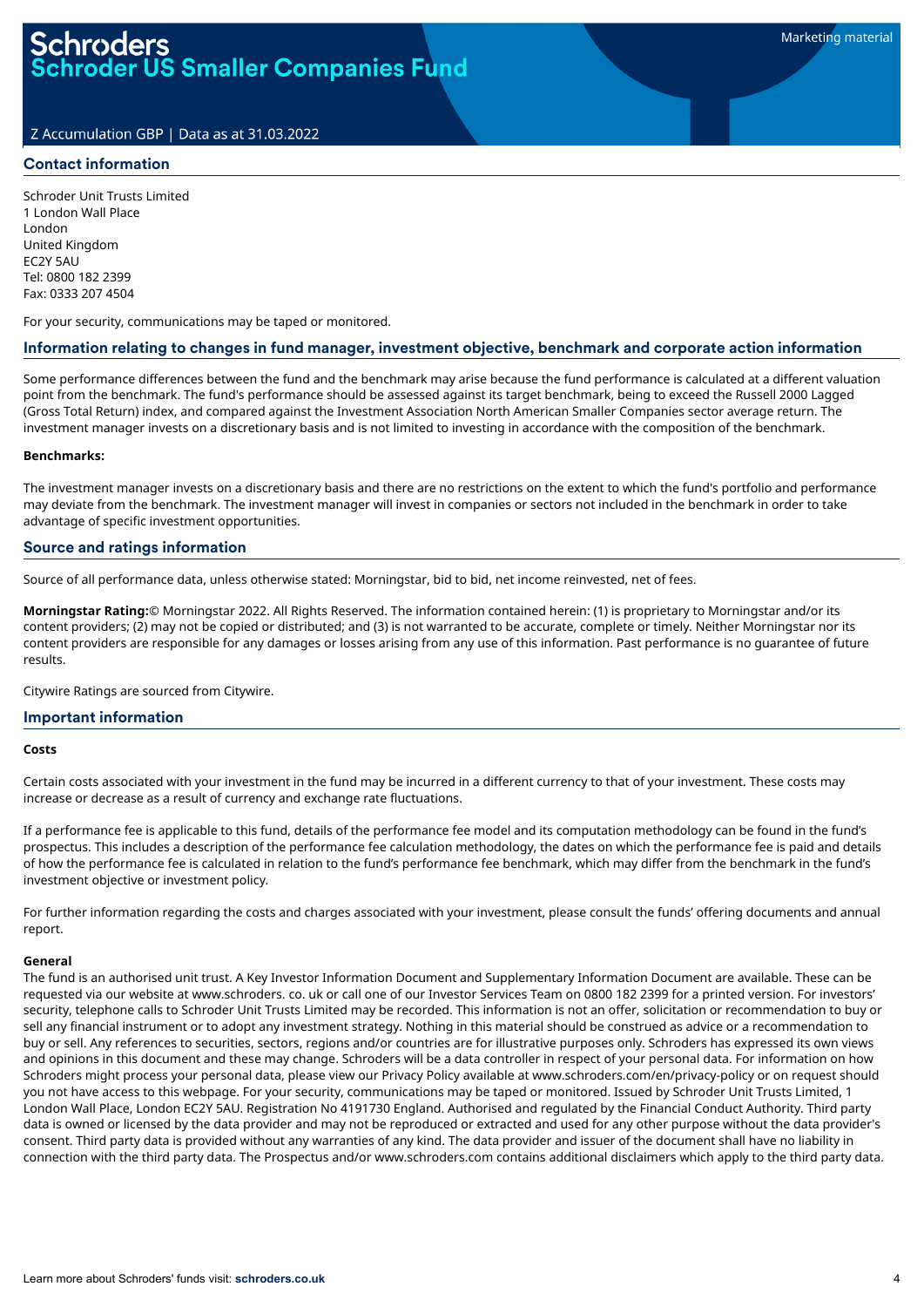Marketing material

# Schroders
# Schroder US Smaller Companies Fund

Z Accumulation GBP | Data as at 31.03.2022

## Contact information

Schroder Unit Trusts Limited
1 London Wall Place
London
United Kingdom
EC2Y 5AU
Tel: 0800 182 2399
Fax: 0333 207 4504

For your security, communications may be taped or monitored.

## Information relating to changes in fund manager, investment objective, benchmark and corporate action information

Some performance differences between the fund and the benchmark may arise because the fund performance is calculated at a different valuation point from the benchmark. The fund's performance should be assessed against its target benchmark, being to exceed the Russell 2000 Lagged (Gross Total Return) index, and compared against the Investment Association North American Smaller Companies sector average return. The investment manager invests on a discretionary basis and is not limited to investing in accordance with the composition of the benchmark.

**Benchmarks:**

The investment manager invests on a discretionary basis and there are no restrictions on the extent to which the fund's portfolio and performance may deviate from the benchmark. The investment manager will invest in companies or sectors not included in the benchmark in order to take advantage of specific investment opportunities.

## Source and ratings information

Source of all performance data, unless otherwise stated: Morningstar, bid to bid, net income reinvested, net of fees.

**Morningstar Rating:**© Morningstar 2022. All Rights Reserved. The information contained herein: (1) is proprietary to Morningstar and/or its content providers; (2) may not be copied or distributed; and (3) is not warranted to be accurate, complete or timely. Neither Morningstar nor its content providers are responsible for any damages or losses arising from any use of this information. Past performance is no guarantee of future results.

Citywire Ratings are sourced from Citywire.

## Important information

**Costs**

Certain costs associated with your investment in the fund may be incurred in a different currency to that of your investment. These costs may increase or decrease as a result of currency and exchange rate fluctuations.

If a performance fee is applicable to this fund, details of the performance fee model and its computation methodology can be found in the fund's prospectus. This includes a description of the performance fee calculation methodology, the dates on which the performance fee is paid and details of how the performance fee is calculated in relation to the fund's performance fee benchmark, which may differ from the benchmark in the fund's investment objective or investment policy.

For further information regarding the costs and charges associated with your investment, please consult the funds' offering documents and annual report.

**General**

The fund is an authorised unit trust. A Key Investor Information Document and Supplementary Information Document are available. These can be requested via our website at www.schroders. co. uk or call one of our Investor Services Team on 0800 182 2399 for a printed version. For investors' security, telephone calls to Schroder Unit Trusts Limited may be recorded. This information is not an offer, solicitation or recommendation to buy or sell any financial instrument or to adopt any investment strategy. Nothing in this material should be construed as advice or a recommendation to buy or sell. Any references to securities, sectors, regions and/or countries are for illustrative purposes only. Schroders has expressed its own views and opinions in this document and these may change. Schroders will be a data controller in respect of your personal data. For information on how Schroders might process your personal data, please view our Privacy Policy available at www.schroders.com/en/privacy-policy or on request should you not have access to this webpage. For your security, communications may be taped or monitored. Issued by Schroder Unit Trusts Limited, 1 London Wall Place, London EC2Y 5AU. Registration No 4191730 England. Authorised and regulated by the Financial Conduct Authority. Third party data is owned or licensed by the data provider and may not be reproduced or extracted and used for any other purpose without the data provider's consent. Third party data is provided without any warranties of any kind. The data provider and issuer of the document shall have no liability in connection with the third party data. The Prospectus and/or www.schroders.com contains additional disclaimers which apply to the third party data.

Learn more about Schroders' funds visit: **schroders.co.uk**